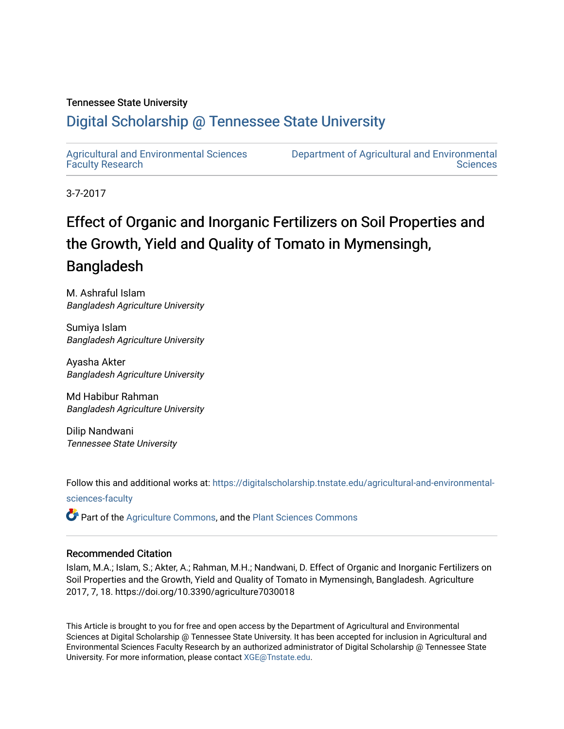Tennessee State University

# Digital Scholarship @ Tennessee State University

Agricultural and Environmental Sciences Faculty Research

Department of Agricultural and Environmental Sciences

3-7-2017

# Effect of Organic and Inorganic Fertilizers on Soil Properties and the Growth, Yield and Quality of Tomato in Mymensingh, Bangladesh

M. Ashraful Islam
*Bangladesh Agriculture University*

Sumiya Islam
*Bangladesh Agriculture University*

Ayasha Akter
*Bangladesh Agriculture University*

Md Habibur Rahman
*Bangladesh Agriculture University*

Dilip Nandwani
*Tennessee State University*

Follow this and additional works at: https://digitalscholarship.tnstate.edu/agricultural-and-environmental-sciences-faculty

Part of the Agriculture Commons, and the Plant Sciences Commons

## Recommended Citation

Islam, M.A.; Islam, S.; Akter, A.; Rahman, M.H.; Nandwani, D. Effect of Organic and Inorganic Fertilizers on Soil Properties and the Growth, Yield and Quality of Tomato in Mymensingh, Bangladesh. Agriculture 2017, 7, 18. https://doi.org/10.3390/agriculture7030018

This Article is brought to you for free and open access by the Department of Agricultural and Environmental Sciences at Digital Scholarship @ Tennessee State University. It has been accepted for inclusion in Agricultural and Environmental Sciences Faculty Research by an authorized administrator of Digital Scholarship @ Tennessee State University. For more information, please contact XGE@Tnstate.edu.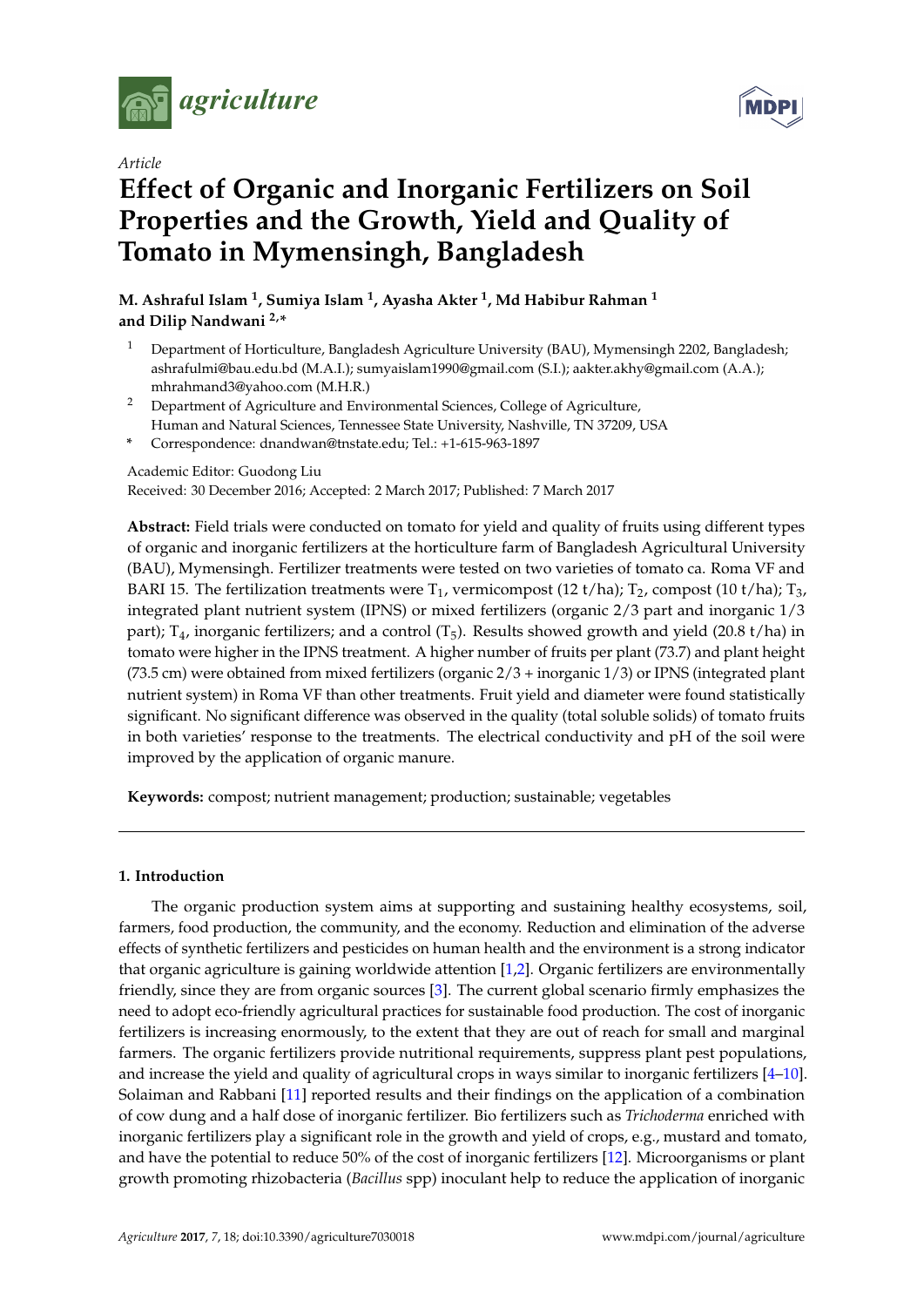agriculture

MDPI

*Article*

# Effect of Organic and Inorganic Fertilizers on Soil Properties and the Growth, Yield and Quality of Tomato in Mymensingh, Bangladesh

**M. Ashraful Islam [1], Sumiya Islam [1], Ayasha Akter [1], Md Habibur Rahman [1] and Dilip Nandwani [2,*]**

[1] Department of Horticulture, Bangladesh Agriculture University (BAU), Mymensingh 2202, Bangladesh; ashrafulmi@bau.edu.bd (M.A.I.); sumyaislam1990@gmail.com (S.I.); aakter.akhy@gmail.com (A.A.); mhrahmand3@yahoo.com (M.H.R.)

[2] Department of Agriculture and Environmental Sciences, College of Agriculture, Human and Natural Sciences, Tennessee State University, Nashville, TN 37209, USA

[*] Correspondence: dnandwan@tnstate.edu; Tel.: +1-615-963-1897

Academic Editor: Guodong Liu

Received: 30 December 2016; Accepted: 2 March 2017; Published: 7 March 2017

**Abstract:** Field trials were conducted on tomato for yield and quality of fruits using different types of organic and inorganic fertilizers at the horticulture farm of Bangladesh Agricultural University (BAU), Mymensingh. Fertilizer treatments were tested on two varieties of tomato ca. Roma VF and BARI 15. The fertilization treatments were $T_1$, vermicompost (12 t/ha); $T_2$, compost (10 t/ha); $T_3$, integrated plant nutrient system (IPNS) or mixed fertilizers (organic 2/3 part and inorganic 1/3 part); $T_4$, inorganic fertilizers; and a control ($T_5$). Results showed growth and yield (20.8 t/ha) in tomato were higher in the IPNS treatment. A higher number of fruits per plant (73.7) and plant height (73.5 cm) were obtained from mixed fertilizers (organic 2/3 + inorganic 1/3) or IPNS (integrated plant nutrient system) in Roma VF than other treatments. Fruit yield and diameter were found statistically significant. No significant difference was observed in the quality (total soluble solids) of tomato fruits in both varieties' response to the treatments. The electrical conductivity and pH of the soil were improved by the application of organic manure.

**Keywords:** compost; nutrient management; production; sustainable; vegetables

## 1. Introduction

The organic production system aims at supporting and sustaining healthy ecosystems, soil, farmers, food production, the community, and the economy. Reduction and elimination of the adverse effects of synthetic fertilizers and pesticides on human health and the environment is a strong indicator that organic agriculture is gaining worldwide attention [1,2]. Organic fertilizers are environmentally friendly, since they are from organic sources [3]. The current global scenario firmly emphasizes the need to adopt eco-friendly agricultural practices for sustainable food production. The cost of inorganic fertilizers is increasing enormously, to the extent that they are out of reach for small and marginal farmers. The organic fertilizers provide nutritional requirements, suppress plant pest populations, and increase the yield and quality of agricultural crops in ways similar to inorganic fertilizers [4–10]. Solaiman and Rabbani [11] reported results and their findings on the application of a combination of cow dung and a half dose of inorganic fertilizer. Bio fertilizers such as *Trichoderma* enriched with inorganic fertilizers play a significant role in the growth and yield of crops, e.g., mustard and tomato, and have the potential to reduce 50% of the cost of inorganic fertilizers [12]. Microorganisms or plant growth promoting rhizobacteria (*Bacillus* spp) inoculant help to reduce the application of inorganic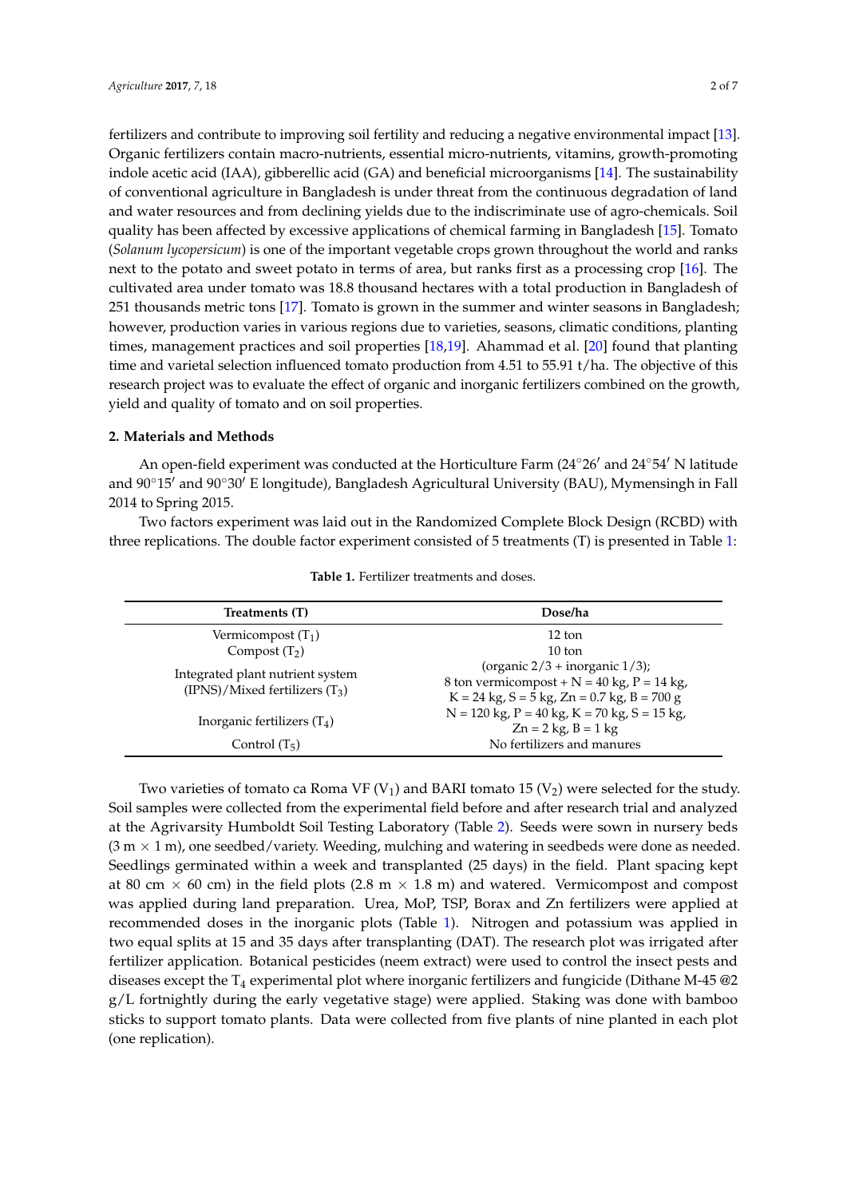fertilizers and contribute to improving soil fertility and reducing a negative environmental impact [13]. Organic fertilizers contain macro-nutrients, essential micro-nutrients, vitamins, growth-promoting indole acetic acid (IAA), gibberellic acid (GA) and beneficial microorganisms [14]. The sustainability of conventional agriculture in Bangladesh is under threat from the continuous degradation of land and water resources and from declining yields due to the indiscriminate use of agro-chemicals. Soil quality has been affected by excessive applications of chemical farming in Bangladesh [15]. Tomato (*Solanum lycopersicum*) is one of the important vegetable crops grown throughout the world and ranks next to the potato and sweet potato in terms of area, but ranks first as a processing crop [16]. The cultivated area under tomato was 18.8 thousand hectares with a total production in Bangladesh of 251 thousands metric tons [17]. Tomato is grown in the summer and winter seasons in Bangladesh; however, production varies in various regions due to varieties, seasons, climatic conditions, planting times, management practices and soil properties [18,19]. Ahammad et al. [20] found that planting time and varietal selection influenced tomato production from 4.51 to 55.91 t/ha. The objective of this research project was to evaluate the effect of organic and inorganic fertilizers combined on the growth, yield and quality of tomato and on soil properties.

## 2. Materials and Methods

An open-field experiment was conducted at the Horticulture Farm (24°26′ and 24°54′ N latitude and 90°15′ and 90°30′ E longitude), Bangladesh Agricultural University (BAU), Mymensingh in Fall 2014 to Spring 2015.

Two factors experiment was laid out in the Randomized Complete Block Design (RCBD) with three replications. The double factor experiment consisted of 5 treatments (T) is presented in Table 1:

**Table 1.** Fertilizer treatments and doses.

| Treatments (T) | Dose/ha |
|---|---|
| Vermicompost ($T_1$) | 12 ton |
| Compost ($T_2$) | 10 ton |
| Integrated plant nutrient system (IPNS)/Mixed fertilizers ($T_3$) | (organic 2/3 + inorganic 1/3); 8 ton vermicompost + N = 40 kg, P = 14 kg, K = 24 kg, S = 5 kg, Zn = 0.7 kg, B = 700 g |
| Inorganic fertilizers ($T_4$) | N = 120 kg, P = 40 kg, K = 70 kg, S = 15 kg, Zn = 2 kg, B = 1 kg |
| Control ($T_5$) | No fertilizers and manures |

Two varieties of tomato ca Roma VF ($V_1$) and BARI tomato 15 ($V_2$) were selected for the study. Soil samples were collected from the experimental field before and after research trial and analyzed at the Agrivarsity Humboldt Soil Testing Laboratory (Table 2). Seeds were sown in nursery beds (3 m × 1 m), one seedbed/variety. Weeding, mulching and watering in seedbeds were done as needed. Seedlings germinated within a week and transplanted (25 days) in the field. Plant spacing kept at 80 cm × 60 cm) in the field plots (2.8 m × 1.8 m) and watered. Vermicompost and compost was applied during land preparation. Urea, MoP, TSP, Borax and Zn fertilizers were applied at recommended doses in the inorganic plots (Table 1). Nitrogen and potassium was applied in two equal splits at 15 and 35 days after transplanting (DAT). The research plot was irrigated after fertilizer application. Botanical pesticides (neem extract) were used to control the insect pests and diseases except the $T_4$ experimental plot where inorganic fertilizers and fungicide (Dithane M-45 @2 g/L fortnightly during the early vegetative stage) were applied. Staking was done with bamboo sticks to support tomato plants. Data were collected from five plants of nine planted in each plot (one replication).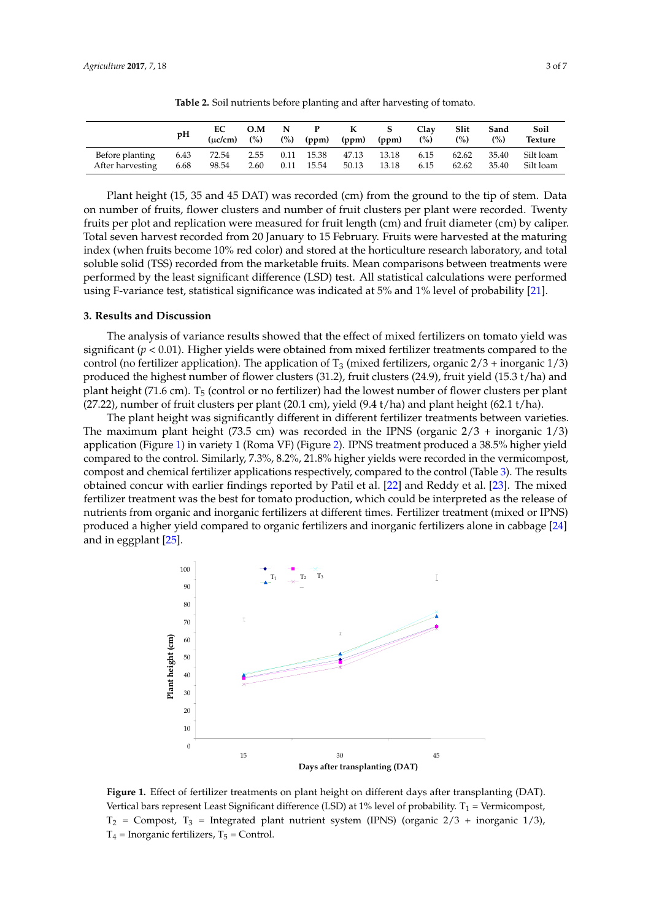**Table 2.** Soil nutrients before planting and after harvesting of tomato.

| | pH | EC (μc/cm) | O.M (%) | N (%) | P (ppm) | K (ppm) | S (ppm) | Clay (%) | Slit (%) | Sand (%) | Soil Texture |
|---|---|---|---|---|---|---|---|---|---|---|---|
| Before planting | 6.43 | 72.54 | 2.55 | 0.11 | 15.38 | 47.13 | 13.18 | 6.15 | 62.62 | 35.40 | Silt loam |
| After harvesting | 6.68 | 98.54 | 2.60 | 0.11 | 15.54 | 50.13 | 13.18 | 6.15 | 62.62 | 35.40 | Silt loam |

Plant height (15, 35 and 45 DAT) was recorded (cm) from the ground to the tip of stem. Data on number of fruits, flower clusters and number of fruit clusters per plant were recorded. Twenty fruits per plot and replication were measured for fruit length (cm) and fruit diameter (cm) by caliper. Total seven harvest recorded from 20 January to 15 February. Fruits were harvested at the maturing index (when fruits become 10% red color) and stored at the horticulture research laboratory, and total soluble solid (TSS) recorded from the marketable fruits. Mean comparisons between treatments were performed by the least significant difference (LSD) test. All statistical calculations were performed using F-variance test, statistical significance was indicated at 5% and 1% level of probability [21].

## 3. Results and Discussion

The analysis of variance results showed that the effect of mixed fertilizers on tomato yield was significant ($p < 0.01$). Higher yields were obtained from mixed fertilizer treatments compared to the control (no fertilizer application). The application of $T_3$ (mixed fertilizers, organic 2/3 + inorganic 1/3) produced the highest number of flower clusters (31.2), fruit clusters (24.9), fruit yield (15.3 t/ha) and plant height (71.6 cm). $T_5$ (control or no fertilizer) had the lowest number of flower clusters per plant (27.22), number of fruit clusters per plant (20.1 cm), yield (9.4 t/ha) and plant height (62.1 t/ha).

The plant height was significantly different in different fertilizer treatments between varieties. The maximum plant height (73.5 cm) was recorded in the IPNS (organic 2/3 + inorganic 1/3) application (Figure 1) in variety 1 (Roma VF) (Figure 2). IPNS treatment produced a 38.5% higher yield compared to the control. Similarly, 7.3%, 8.2%, 21.8% higher yields were recorded in the vermicompost, compost and chemical fertilizer applications respectively, compared to the control (Table 3). The results obtained concur with earlier findings reported by Patil et al. [22] and Reddy et al. [23]. The mixed fertilizer treatment was the best for tomato production, which could be interpreted as the release of nutrients from organic and inorganic fertilizers at different times. Fertilizer treatment (mixed or IPNS) produced a higher yield compared to organic fertilizers and inorganic fertilizers alone in cabbage [24] and in eggplant [25].

**Figure 1.** Effect of fertilizer treatments on plant height on different days after transplanting (DAT). Vertical bars represent Least Significant difference (LSD) at 1% level of probability. $T_1$ = Vermicompost, $T_2$ = Compost, $T_3$ = Integrated plant nutrient system (IPNS) (organic 2/3 + inorganic 1/3), $T_4$ = Inorganic fertilizers, $T_5$ = Control.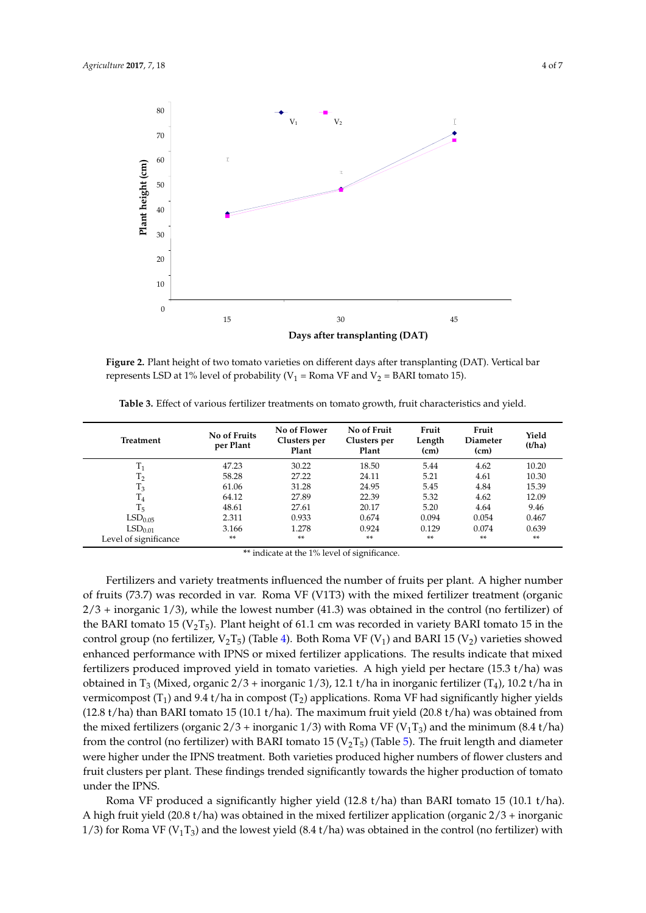**Figure 2.** Plant height of two tomato varieties on different days after transplanting (DAT). Vertical bar represents LSD at 1% level of probability ($V_1$ = Roma VF and $V_2$ = BARI tomato 15).

**Table 3.** Effect of various fertilizer treatments on tomato growth, fruit characteristics and yield.

| Treatment | No of Fruits per Plant | No of Flower Clusters per Plant | No of Fruit Clusters per Plant | Fruit Length (cm) | Fruit Diameter (cm) | Yield (t/ha) |
|---|---|---|---|---|---|---|
| $T_1$ | 47.23 | 30.22 | 18.50 | 5.44 | 4.62 | 10.20 |
| $T_2$ | 58.28 | 27.22 | 24.11 | 5.21 | 4.61 | 10.30 |
| $T_3$ | 61.06 | 31.28 | 24.95 | 5.45 | 4.84 | 15.39 |
| $T_4$ | 64.12 | 27.89 | 22.39 | 5.32 | 4.62 | 12.09 |
| $T_5$ | 48.61 | 27.61 | 20.17 | 5.20 | 4.64 | 9.46 |
| $LSD_{0.05}$ | 2.311 | 0.933 | 0.674 | 0.094 | 0.054 | 0.467 |
| $LSD_{0.01}$ | 3.166 | 1.278 | 0.924 | 0.129 | 0.074 | 0.639 |
| Level of significance | ** | ** | ** | ** | ** | ** |

** indicate at the 1% level of significance.

Fertilizers and variety treatments influenced the number of fruits per plant. A higher number of fruits (73.7) was recorded in var. Roma VF (V1T3) with the mixed fertilizer treatment (organic 2/3 + inorganic 1/3), while the lowest number (41.3) was obtained in the control (no fertilizer) of the BARI tomato 15 ($V_2T_5$). Plant height of 61.1 cm was recorded in variety BARI tomato 15 in the control group (no fertilizer, $V_2T_5$) (Table 4). Both Roma VF ($V_1$) and BARI 15 ($V_2$) varieties showed enhanced performance with IPNS or mixed fertilizer applications. The results indicate that mixed fertilizers produced improved yield in tomato varieties. A high yield per hectare (15.3 t/ha) was obtained in $T_3$ (Mixed, organic 2/3 + inorganic 1/3), 12.1 t/ha in inorganic fertilizer ($T_4$), 10.2 t/ha in vermicompost ($T_1$) and 9.4 t/ha in compost ($T_2$) applications. Roma VF had significantly higher yields (12.8 t/ha) than BARI tomato 15 (10.1 t/ha). The maximum fruit yield (20.8 t/ha) was obtained from the mixed fertilizers (organic 2/3 + inorganic 1/3) with Roma VF ($V_1T_3$) and the minimum (8.4 t/ha) from the control (no fertilizer) with BARI tomato 15 ($V_2T_5$) (Table 5). The fruit length and diameter were higher under the IPNS treatment. Both varieties produced higher numbers of flower clusters and fruit clusters per plant. These findings trended significantly towards the higher production of tomato under the IPNS.

Roma VF produced a significantly higher yield (12.8 t/ha) than BARI tomato 15 (10.1 t/ha). A high fruit yield (20.8 t/ha) was obtained in the mixed fertilizer application (organic 2/3 + inorganic 1/3) for Roma VF ($V_1T_3$) and the lowest yield (8.4 t/ha) was obtained in the control (no fertilizer) with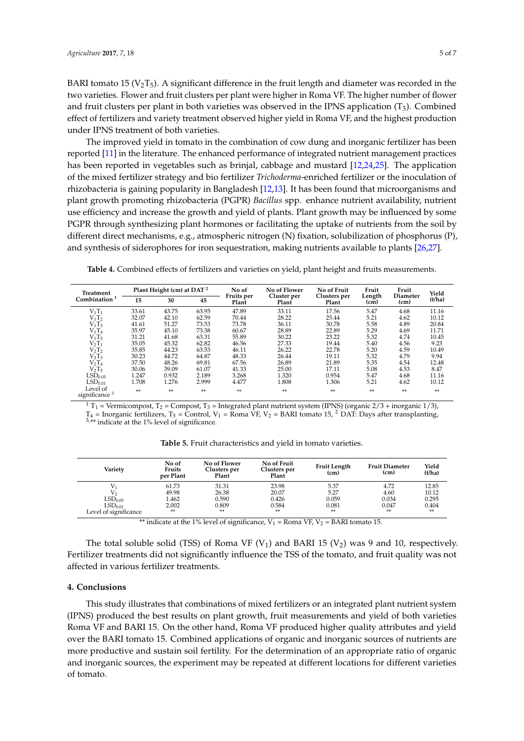BARI tomato 15 ($V_2T_5$). A significant difference in the fruit length and diameter was recorded in the two varieties. Flower and fruit clusters per plant were higher in Roma VF. The higher number of flower and fruit clusters per plant in both varieties was observed in the IPNS application ($T_3$). Combined effect of fertilizers and variety treatment observed higher yield in Roma VF, and the highest production under IPNS treatment of both varieties.

The improved yield in tomato in the combination of cow dung and inorganic fertilizer has been reported [11] in the literature. The enhanced performance of integrated nutrient management practices has been reported in vegetables such as brinjal, cabbage and mustard [12,24,25]. The application of the mixed fertilizer strategy and bio fertilizer *Trichoderma*-enriched fertilizer or the inoculation of rhizobacteria is gaining popularity in Bangladesh [12,13]. It has been found that microorganisms and plant growth promoting rhizobacteria (PGPR) *Bacillus* spp. enhance nutrient availability, nutrient use efficiency and increase the growth and yield of plants. Plant growth may be influenced by some PGPR through synthesizing plant hormones or facilitating the uptake of nutrients from the soil by different direct mechanisms, e.g., atmospheric nitrogen (N) fixation, solubilization of phosphorus (P), and synthesis of siderophores for iron sequestration, making nutrients available to plants [26,27].

**Table 4.** Combined effects of fertilizers and varieties on yield, plant height and fruits measurements.

| Treatment Combination [1] | Plant Height (cm) at DAT [2] | | | No of Fruits per Plant | No of Flower Cluster per Plant | No of Fruit Clusters per Plant | Fruit Length (cm) | Fruit Diameter (cm) | Yield (t/ha) |
|---|---|---|---|---|---|---|---|---|---|
| | 15 | 30 | 45 | | | | | | |
| $V_1T_1$ | 33.61 | 43.75 | 63.95 | 47.89 | 33.11 | 17.56 | 5.47 | 4.68 | 11.16 |
| $V_1T_2$ | 32.07 | 42.10 | 62.59 | 70.44 | 28.22 | 25.44 | 5.21 | 4.62 | 10.12 |
| $V_1T_3$ | 41.61 | 51.27 | 73.53 | 73.78 | 36.11 | 30.78 | 5.58 | 4.89 | 20.84 |
| $V_1T_4$ | 35.97 | 45.10 | 73.38 | 60.67 | 28.89 | 22.89 | 5.29 | 4.69 | 11.71 |
| $V_1T_5$ | 31.21 | 41.68 | 63.31 | 55.89 | 30.22 | 23.22 | 5.32 | 4.74 | 10.45 |
| $V_2T_1$ | 35.05 | 45.32 | 62.82 | 46.56 | 27.33 | 19.44 | 5.40 | 4.56 | 9.23 |
| $V_2T_2$ | 35.85 | 44.23 | 63.53 | 46.11 | 26.22 | 22.78 | 5.20 | 4.59 | 10.49 |
| $V_2T_3$ | 30.23 | 44.72 | 64.87 | 48.33 | 26.44 | 19.11 | 5.32 | 4.79 | 9.94 |
| $V_2T_4$ | 37.50 | 48.26 | 69.81 | 67.56 | 26.89 | 21.89 | 5.35 | 4.54 | 12.48 |
| $V_2T_5$ | 30.06 | 39.09 | 61.07 | 41.33 | 25.00 | 17.11 | 5.08 | 4.53 | 8.47 |
| $LSD_{0.05}$ | 1.247 | 0.932 | 2.189 | 3.268 | 1.320 | 0.954 | 5.47 | 4.68 | 11.16 |
| $LSD_{0.01}$ | 1.708 | 1.276 | 2.999 | 4.477 | 1.808 | 1.306 | 5.21 | 4.62 | 10.12 |
| Level of significance [3] | ** | ** | ** | ** | ** | ** | ** | ** | ** |

[1] $T_1$ = Vermicompost, $T_2$ = Compost, $T_3$ = Integrated plant nutrient system (IPNS) (organic 2/3 + inorganic 1/3), $T_4$ = Inorganic fertilizers, $T_5$ = Control, $V_1$ = Roma VF, $V_2$ = BARI tomato 15, [2] DAT: Days after transplanting, [3],** indicate at the 1% level of significance.

**Table 5.** Fruit characteristics and yield in tomato varieties.

| Variety | No of Fruits per Plant | No of Flower Clusters per Plant | No of Fruit Clusters per Plant | Fruit Length (cm) | Fruit Diameter (cm) | Yield (t/ha) |
|---|---|---|---|---|---|---|
| $V_1$ | 61.73 | 31.31 | 23.98 | 5.37 | 4.72 | 12.85 |
| $V_2$ | 49.98 | 26.38 | 20.07 | 5.27 | 4.60 | 10.12 |
| $LSD_{0.05}$ | 1.462 | 0.590 | 0.426 | 0.059 | 0.034 | 0.295 |
| $LSD_{0.01}$ | 2.002 | 0.809 | 0.584 | 0.081 | 0.047 | 0.404 |
| Level of significance | ** | ** | ** | ** | ** | ** |

** indicate at the 1% level of significance, $V_1$ = Roma VF, $V_2$ = BARI tomato 15.

The total soluble solid (TSS) of Roma VF ($V_1$) and BARI 15 ($V_2$) was 9 and 10, respectively. Fertilizer treatments did not significantly influence the TSS of the tomato, and fruit quality was not affected in various fertilizer treatments.

## 4. Conclusions

This study illustrates that combinations of mixed fertilizers or an integrated plant nutrient system (IPNS) produced the best results on plant growth, fruit measurements and yield of both varieties Roma VF and BARI 15. On the other hand, Roma VF produced higher quality attributes and yield over the BARI tomato 15. Combined applications of organic and inorganic sources of nutrients are more productive and sustain soil fertility. For the determination of an appropriate ratio of organic and inorganic sources, the experiment may be repeated at different locations for different varieties of tomato.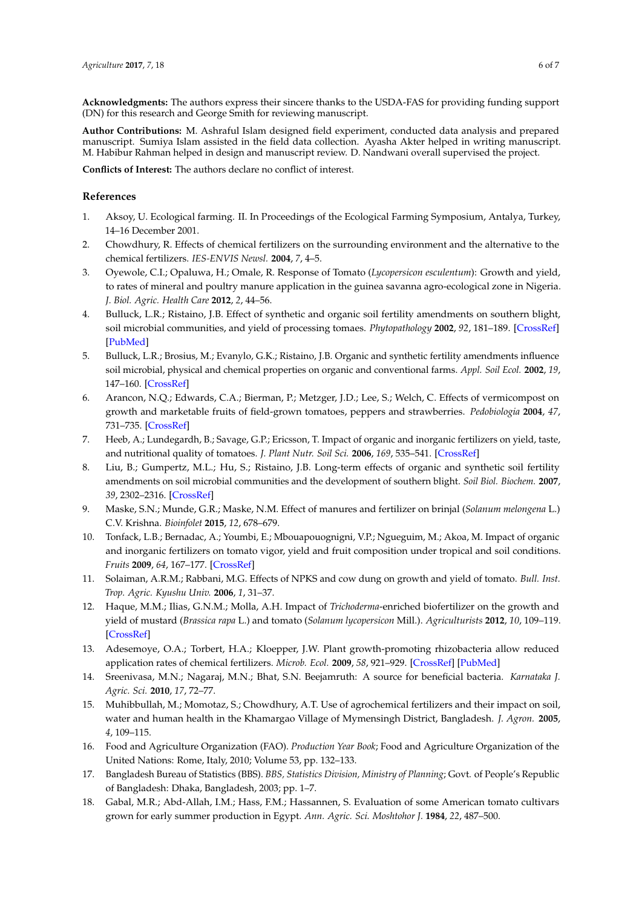**Acknowledgments:** The authors express their sincere thanks to the USDA-FAS for providing funding support (DN) for this research and George Smith for reviewing manuscript.

**Author Contributions:** M. Ashraful Islam designed field experiment, conducted data analysis and prepared manuscript. Sumiya Islam assisted in the field data collection. Ayasha Akter helped in writing manuscript. M. Habibur Rahman helped in design and manuscript review. D. Nandwani overall supervised the project.

**Conflicts of Interest:** The authors declare no conflict of interest.

## References

1. Aksoy, U. Ecological farming. II. In Proceedings of the Ecological Farming Symposium, Antalya, Turkey, 14–16 December 2001.
2. Chowdhury, R. Effects of chemical fertilizers on the surrounding environment and the alternative to the chemical fertilizers. *IES-ENVIS Newsl.* **2004**, *7*, 4–5.
3. Oyewole, C.I.; Opaluwa, H.; Omale, R. Response of Tomato (*Lycopersicon esculentum*): Growth and yield, to rates of mineral and poultry manure application in the guinea savanna agro-ecological zone in Nigeria. *J. Biol. Agric. Health Care* **2012**, *2*, 44–56.
4. Bulluck, L.R.; Ristaino, J.B. Effect of synthetic and organic soil fertility amendments on southern blight, soil microbial communities, and yield of processing tomaes. *Phytopathology* **2002**, *92*, 181–189. [CrossRef] [PubMed]
5. Bulluck, L.R.; Brosius, M.; Evanylo, G.K.; Ristaino, J.B. Organic and synthetic fertility amendments influence soil microbial, physical and chemical properties on organic and conventional farms. *Appl. Soil Ecol.* **2002**, *19*, 147–160. [CrossRef]
6. Arancon, N.Q.; Edwards, C.A.; Bierman, P.; Metzger, J.D.; Lee, S.; Welch, C. Effects of vermicompost on growth and marketable fruits of field-grown tomatoes, peppers and strawberries. *Pedobiologia* **2004**, *47*, 731–735. [CrossRef]
7. Heeb, A.; Lundegardh, B.; Savage, G.P.; Ericsson, T. Impact of organic and inorganic fertilizers on yield, taste, and nutritional quality of tomatoes. *J. Plant Nutr. Soil Sci.* **2006**, *169*, 535–541. [CrossRef]
8. Liu, B.; Gumpertz, M.L.; Hu, S.; Ristaino, J.B. Long-term effects of organic and synthetic soil fertility amendments on soil microbial communities and the development of southern blight. *Soil Biol. Biochem.* **2007**, *39*, 2302–2316. [CrossRef]
9. Maske, S.N.; Munde, G.R.; Maske, N.M. Effect of manures and fertilizer on brinjal (*Solanum melongena* L.) C.V. Krishna. *Bioinfolet* **2015**, *12*, 678–679.
10. Tonfack, L.B.; Bernadac, A.; Youmbi, E.; Mbouapouognigni, V.P.; Ngueguim, M.; Akoa, M. Impact of organic and inorganic fertilizers on tomato vigor, yield and fruit composition under tropical and soil conditions. *Fruits* **2009**, *64*, 167–177. [CrossRef]
11. Solaiman, A.R.M.; Rabbani, M.G. Effects of NPKS and cow dung on growth and yield of tomato. *Bull. Inst. Trop. Agric. Kyushu Univ.* **2006**, *1*, 31–37.
12. Haque, M.M.; Ilias, G.N.M.; Molla, A.H. Impact of *Trichoderma*-enriched biofertilizer on the growth and yield of mustard (*Brassica rapa* L.) and tomato (*Solanum lycopersicon* Mill.). *Agriculturists* **2012**, *10*, 109–119. [CrossRef]
13. Adesemoye, O.A.; Torbert, H.A.; Kloepper, J.W. Plant growth-promoting rhizobacteria allow reduced application rates of chemical fertilizers. *Microb. Ecol.* **2009**, *58*, 921–929. [CrossRef] [PubMed]
14. Sreenivasa, M.N.; Nagaraj, M.N.; Bhat, S.N. Beejamruth: A source for beneficial bacteria. *Karnataka J. Agric. Sci.* **2010**, *17*, 72–77.
15. Muhibbullah, M.; Momotaz, S.; Chowdhury, A.T. Use of agrochemical fertilizers and their impact on soil, water and human health in the Khamargao Village of Mymensingh District, Bangladesh. *J. Agron.* **2005**, *4*, 109–115.
16. Food and Agriculture Organization (FAO). *Production Year Book*; Food and Agriculture Organization of the United Nations: Rome, Italy, 2010; Volume 53, pp. 132–133.
17. Bangladesh Bureau of Statistics (BBS). *BBS, Statistics Division, Ministry of Planning*; Govt. of People's Republic of Bangladesh: Dhaka, Bangladesh, 2003; pp. 1–7.
18. Gabal, M.R.; Abd-Allah, I.M.; Hass, F.M.; Hassannen, S. Evaluation of some American tomato cultivars grown for early summer production in Egypt. *Ann. Agric. Sci. Moshtohor J.* **1984**, *22*, 487–500.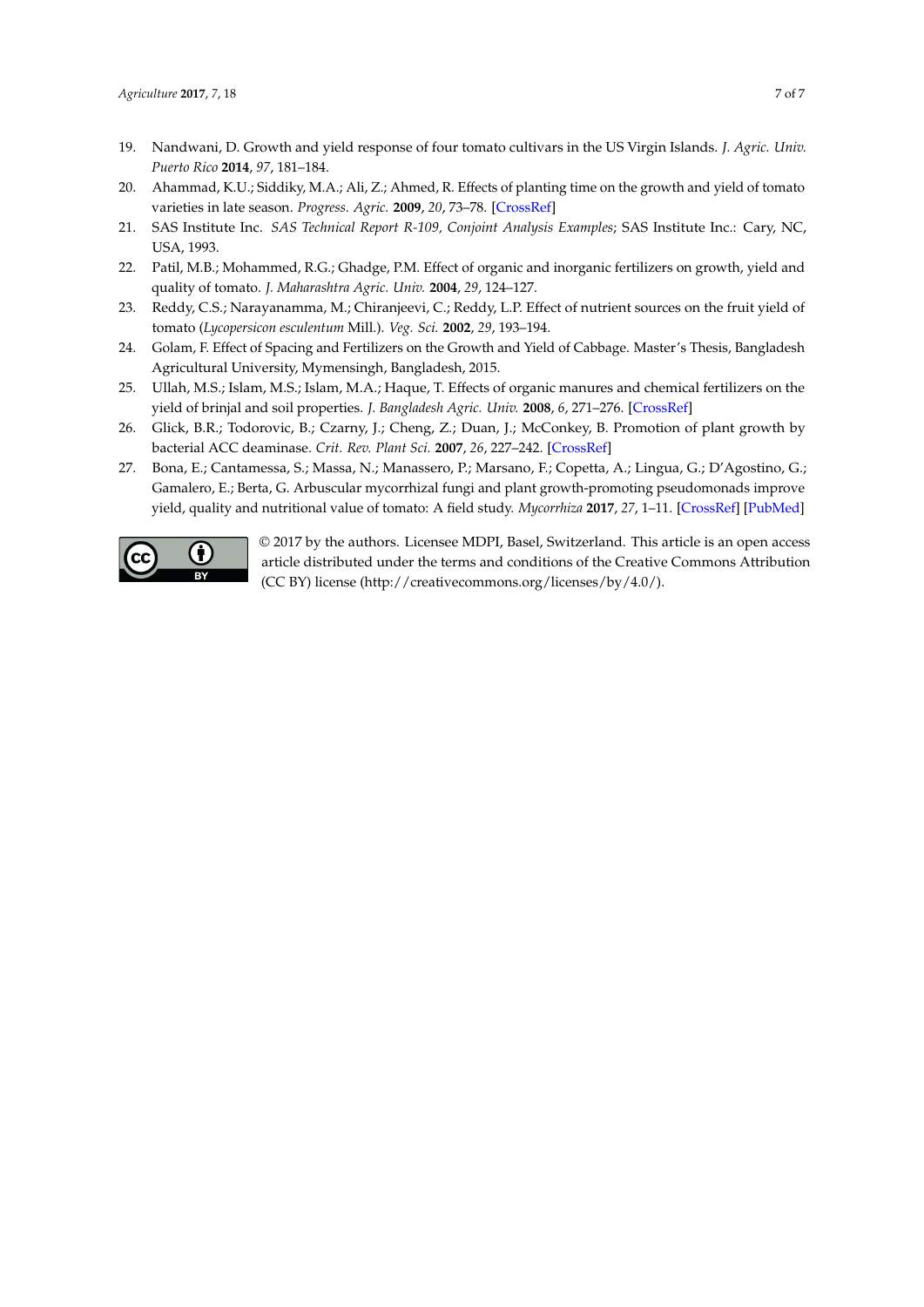19. Nandwani, D. Growth and yield response of four tomato cultivars in the US Virgin Islands. *J. Agric. Univ. Puerto Rico* **2014**, *97*, 181–184.
20. Ahammad, K.U.; Siddiky, M.A.; Ali, Z.; Ahmed, R. Effects of planting time on the growth and yield of tomato varieties in late season. *Progress. Agric.* **2009**, *20*, 73–78. [CrossRef]
21. SAS Institute Inc. *SAS Technical Report R-109, Conjoint Analysis Examples*; SAS Institute Inc.: Cary, NC, USA, 1993.
22. Patil, M.B.; Mohammed, R.G.; Ghadge, P.M. Effect of organic and inorganic fertilizers on growth, yield and quality of tomato. *J. Maharashtra Agric. Univ.* **2004**, *29*, 124–127.
23. Reddy, C.S.; Narayanamma, M.; Chiranjeevi, C.; Reddy, L.P. Effect of nutrient sources on the fruit yield of tomato (*Lycopersicon esculentum* Mill.). *Veg. Sci.* **2002**, *29*, 193–194.
24. Golam, F. Effect of Spacing and Fertilizers on the Growth and Yield of Cabbage. Master's Thesis, Bangladesh Agricultural University, Mymensingh, Bangladesh, 2015.
25. Ullah, M.S.; Islam, M.S.; Islam, M.A.; Haque, T. Effects of organic manures and chemical fertilizers on the yield of brinjal and soil properties. *J. Bangladesh Agric. Univ.* **2008**, *6*, 271–276. [CrossRef]
26. Glick, B.R.; Todorovic, B.; Czarny, J.; Cheng, Z.; Duan, J.; McConkey, B. Promotion of plant growth by bacterial ACC deaminase. *Crit. Rev. Plant Sci.* **2007**, *26*, 227–242. [CrossRef]
27. Bona, E.; Cantamessa, S.; Massa, N.; Manassero, P.; Marsano, F.; Copetta, A.; Lingua, G.; D'Agostino, G.; Gamalero, E.; Berta, G. Arbuscular mycorrhizal fungi and plant growth-promoting pseudomonads improve yield, quality and nutritional value of tomato: A field study. *Mycorrhiza* **2017**, *27*, 1–11. [CrossRef] [PubMed]

© 2017 by the authors. Licensee MDPI, Basel, Switzerland. This article is an open access article distributed under the terms and conditions of the Creative Commons Attribution (CC BY) license (http://creativecommons.org/licenses/by/4.0/).